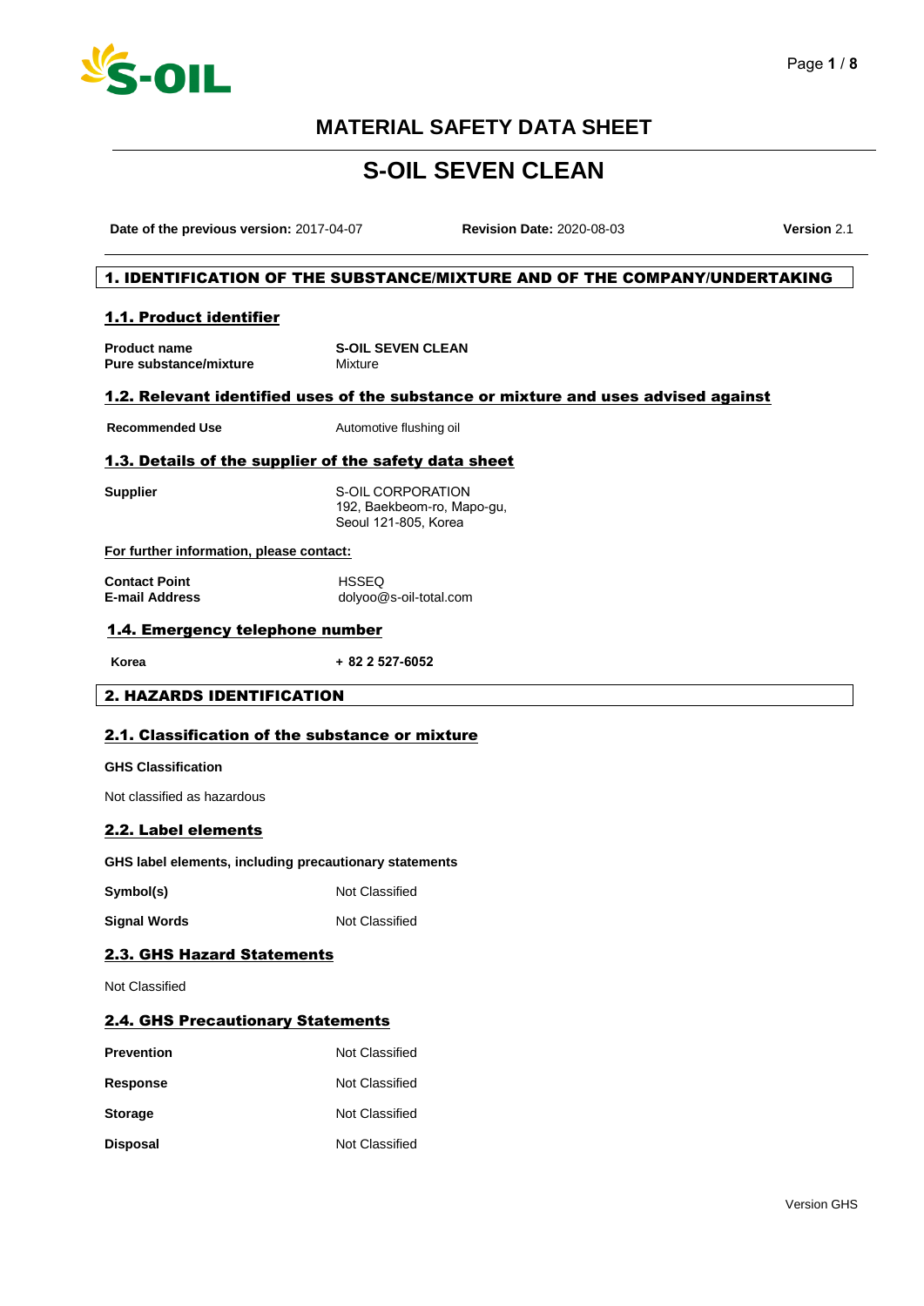# MATERIAL SAFETY DATA SHEET

# S-OIL SEVEN CLEAN

**Date of the previous version:** 2017-04-07 **Revision Date:** 2020-08-03 **Version** 2.1

## 1. IDENTIFICATION OF THE SUBSTANCE/MIXTURE AND OF THE COMPANY/UNDERTAKING

### 1.1. Product identifier

| | |
|---|---|
| **Product name** | **S-OIL SEVEN CLEAN** |
| **Pure substance/mixture** | Mixture |

### 1.2. Relevant identified uses of the substance or mixture and uses advised against

| | |
|---|---|
| **Recommended Use** | Automotive flushing oil |

### 1.3. Details of the supplier of the safety data sheet

| | |
|---|---|
| **Supplier** | S-OIL CORPORATION<br>192, Baekbeom-ro, Mapo-gu,<br>Seoul 121-805, Korea |

**For further information, please contact:**

| | |
|---|---|
| **Contact Point** | HSSEQ |
| **E-mail Address** | dolyoo@s-oil-total.com |

### 1.4. Emergency telephone number

| | |
|---|---|
| **Korea** | **+ 82 2 527-6052** |

## 2. HAZARDS IDENTIFICATION

### 2.1. Classification of the substance or mixture

**GHS Classification**

Not classified as hazardous

### 2.2. Label elements

**GHS label elements, including precautionary statements**

| | |
|---|---|
| **Symbol(s)** | Not Classified |
| **Signal Words** | Not Classified |

### 2.3. GHS Hazard Statements

Not Classified

### 2.4. GHS Precautionary Statements

| | |
|---|---|
| **Prevention** | Not Classified |
| **Response** | Not Classified |
| **Storage** | Not Classified |
| **Disposal** | Not Classified |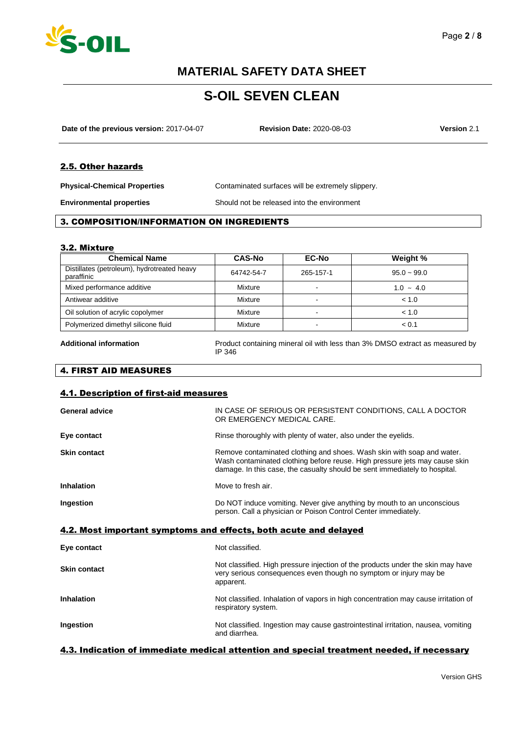# MATERIAL SAFETY DATA SHEET

# S-OIL SEVEN CLEAN

**Date of the previous version:** 2017-04-07 **Revision Date:** 2020-08-03 **Version** 2.1

## 2.5. Other hazards

| | |
|---|---|
| **Physical-Chemical Properties** | Contaminated surfaces will be extremely slippery. |
| **Environmental properties** | Should not be released into the environment |

## 3. COMPOSITION/INFORMATION ON INGREDIENTS

### 3.2. Mixture

| Chemical Name | CAS-No | EC-No | Weight % |
|---|---|---|---|
| Distillates (petroleum), hydrotreated heavy paraffinic | 64742-54-7 | 265-157-1 | 95.0 ~ 99.0 |
| Mixed performance additive | Mixture | - | 1.0 ~ 4.0 |
| Antiwear additive | Mixture | - | < 1.0 |
| Oil solution of acrylic copolymer | Mixture | - | < 1.0 |
| Polymerized dimethyl silicone fluid | Mixture | - | < 0.1 |

**Additional information** Product containing mineral oil with less than 3% DMSO extract as measured by IP 346

## 4. FIRST AID MEASURES

### 4.1. Description of first-aid measures

| | |
|---|---|
| **General advice** | IN CASE OF SERIOUS OR PERSISTENT CONDITIONS, CALL A DOCTOR OR EMERGENCY MEDICAL CARE. |
| **Eye contact** | Rinse thoroughly with plenty of water, also under the eyelids. |
| **Skin contact** | Remove contaminated clothing and shoes. Wash skin with soap and water. Wash contaminated clothing before reuse. High pressure jets may cause skin damage. In this case, the casualty should be sent immediately to hospital. |
| **Inhalation** | Move to fresh air. |
| **Ingestion** | Do NOT induce vomiting. Never give anything by mouth to an unconscious person. Call a physician or Poison Control Center immediately. |

### 4.2. Most important symptoms and effects, both acute and delayed

| | |
|---|---|
| **Eye contact** | Not classified. |
| **Skin contact** | Not classified. High pressure injection of the products under the skin may have very serious consequences even though no symptom or injury may be apparent. |
| **Inhalation** | Not classified. Inhalation of vapors in high concentration may cause irritation of respiratory system. |
| **Ingestion** | Not classified. Ingestion may cause gastrointestinal irritation, nausea, vomiting and diarrhea. |

### 4.3. Indication of immediate medical attention and special treatment needed, if necessary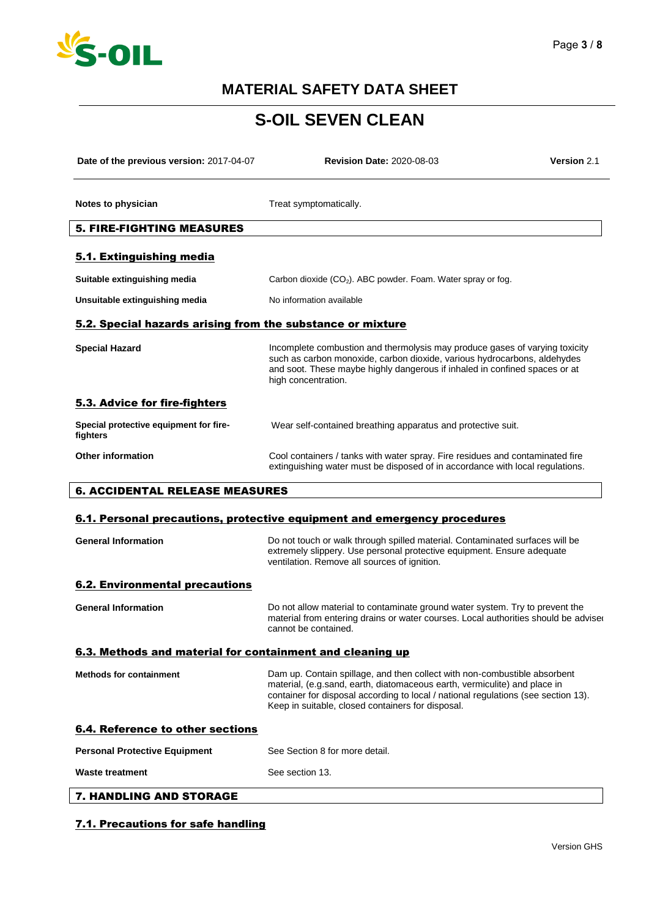# MATERIAL SAFETY DATA SHEET

## S-OIL SEVEN CLEAN

**Date of the previous version:** 2017-04-07 **Revision Date:** 2020-08-03 **Version** 2.1

| | |
|---|---|
| **Notes to physician** | Treat symptomatically. |

## 5. FIRE-FIGHTING MEASURES

### 5.1. Extinguishing media

| | |
|---|---|
| **Suitable extinguishing media** | Carbon dioxide ($CO_2$). ABC powder. Foam. Water spray or fog. |
| **Unsuitable extinguishing media** | No information available |

### 5.2. Special hazards arising from the substance or mixture

| | |
|---|---|
| **Special Hazard** | Incomplete combustion and thermolysis may produce gases of varying toxicity such as carbon monoxide, carbon dioxide, various hydrocarbons, aldehydes and soot. These maybe highly dangerous if inhaled in confined spaces or at high concentration. |

### 5.3. Advice for fire-fighters

| | |
|---|---|
| **Special protective equipment for fire-fighters** | Wear self-contained breathing apparatus and protective suit. |
| **Other information** | Cool containers / tanks with water spray. Fire residues and contaminated fire extinguishing water must be disposed of in accordance with local regulations. |

## 6. ACCIDENTAL RELEASE MEASURES

### 6.1. Personal precautions, protective equipment and emergency procedures

| | |
|---|---|
| **General Information** | Do not touch or walk through spilled material. Contaminated surfaces will be extremely slippery. Use personal protective equipment. Ensure adequate ventilation. Remove all sources of ignition. |

### 6.2. Environmental precautions

| | |
|---|---|
| **General Information** | Do not allow material to contaminate ground water system. Try to prevent the material from entering drains or water courses. Local authorities should be advised cannot be contained. |

### 6.3. Methods and material for containment and cleaning up

| | |
|---|---|
| **Methods for containment** | Dam up. Contain spillage, and then collect with non-combustible absorbent material, (e.g.sand, earth, diatomaceous earth, vermiculite) and place in container for disposal according to local / national regulations (see section 13). Keep in suitable, closed containers for disposal. |

### 6.4. Reference to other sections

| | |
|---|---|
| **Personal Protective Equipment** | See Section 8 for more detail. |
| **Waste treatment** | See section 13. |

## 7. HANDLING AND STORAGE

### 7.1. Precautions for safe handling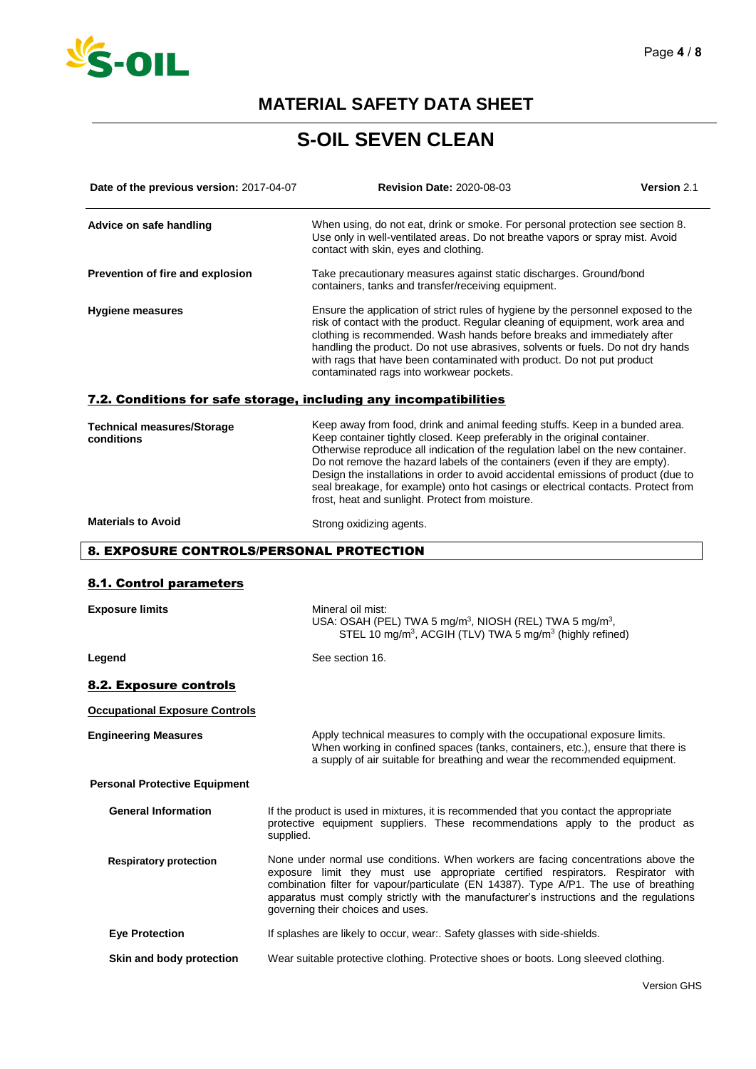# MATERIAL SAFETY DATA SHEET

# S-OIL SEVEN CLEAN

**Date of the previous version:** 2017-04-07 **Revision Date:** 2020-08-03 **Version** 2.1

| | |
|---|---|
| **Advice on safe handling** | When using, do not eat, drink or smoke. For personal protection see section 8. Use only in well-ventilated areas. Do not breathe vapors or spray mist. Avoid contact with skin, eyes and clothing. |
| **Prevention of fire and explosion** | Take precautionary measures against static discharges. Ground/bond containers, tanks and transfer/receiving equipment. |
| **Hygiene measures** | Ensure the application of strict rules of hygiene by the personnel exposed to the risk of contact with the product. Regular cleaning of equipment, work area and clothing is recommended. Wash hands before breaks and immediately after handling the product. Do not use abrasives, solvents or fuels. Do not dry hands with rags that have been contaminated with product. Do not put product contaminated rags into workwear pockets. |

### 7.2. Conditions for safe storage, including any incompatibilities

| | |
|---|---|
| **Technical measures/Storage conditions** | Keep away from food, drink and animal feeding stuffs. Keep in a bunded area. Keep container tightly closed. Keep preferably in the original container. Otherwise reproduce all indication of the regulation label on the new container. Do not remove the hazard labels of the containers (even if they are empty). Design the installations in order to avoid accidental emissions of product (due to seal breakage, for example) onto hot casings or electrical contacts. Protect from frost, heat and sunlight. Protect from moisture. |
| **Materials to Avoid** | Strong oxidizing agents. |

## 8. EXPOSURE CONTROLS/PERSONAL PROTECTION

### 8.1. Control parameters

| | |
|---|---|
| **Exposure limits** | Mineral oil mist:<br>USA: OSAH (PEL) TWA 5 mg/m$^3$, NIOSH (REL) TWA 5 mg/m$^3$, STEL 10 mg/m$^3$, ACGIH (TLV) TWA 5 mg/m$^3$ (highly refined) |
| **Legend** | See section 16. |

### 8.2. Exposure controls

**Occupational Exposure Controls**

| | |
|---|---|
| **Engineering Measures** | Apply technical measures to comply with the occupational exposure limits. When working in confined spaces (tanks, containers, etc.), ensure that there is a supply of air suitable for breathing and wear the recommended equipment. |

**Personal Protective Equipment**

| | |
|---|---|
| **General Information** | If the product is used in mixtures, it is recommended that you contact the appropriate protective equipment suppliers. These recommendations apply to the product as supplied. |
| **Respiratory protection** | None under normal use conditions. When workers are facing concentrations above the exposure limit they must use appropriate certified respirators. Respirator with combination filter for vapour/particulate (EN 14387). Type A/P1. The use of breathing apparatus must comply strictly with the manufacturer's instructions and the regulations governing their choices and uses. |
| **Eye Protection** | If splashes are likely to occur, wear:. Safety glasses with side-shields. |
| **Skin and body protection** | Wear suitable protective clothing. Protective shoes or boots. Long sleeved clothing. |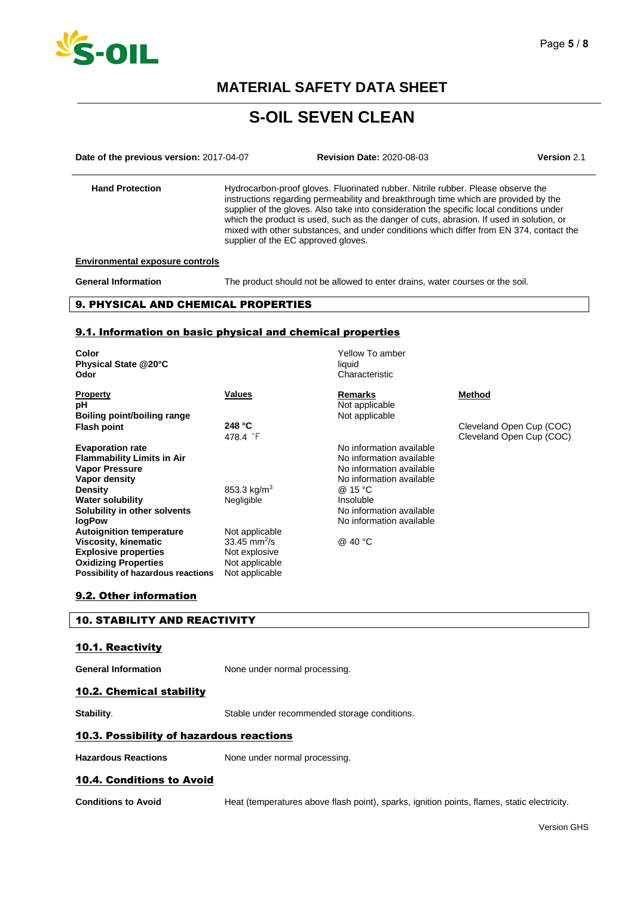# MATERIAL SAFETY DATA SHEET

# S-OIL SEVEN CLEAN

**Date of the previous version:** 2017-04-07 **Revision Date:** 2020-08-03 **Version** 2.1

| | |
|---|---|
| **Hand Protection** | Hydrocarbon-proof gloves. Fluorinated rubber. Nitrile rubber. Please observe the instructions regarding permeability and breakthrough time which are provided by the supplier of the gloves. Also take into consideration the specific local conditions under which the product is used, such as the danger of cuts, abrasion. If used in solution, or mixed with other substances, and under conditions which differ from EN 374, contact the supplier of the EC approved gloves. |

**Environmental exposure controls**

| | |
|---|---|
| **General Information** | The product should not be allowed to enter drains, water courses or the soil. |

## 9. PHYSICAL AND CHEMICAL PROPERTIES

### 9.1. Information on basic physical and chemical properties

| | |
|---|---|
| **Color** | Yellow To amber |
| **Physical State @20°C** | liquid |
| **Odor** | Characteristic |

| Property | Values | Remarks | Method |
|---|---|---|---|
| **pH** | | Not applicable | |
| **Boiling point/boiling range** | | Not applicable | |
| **Flash point** | **248 °C**<br>478.4 °F | | Cleveland Open Cup (COC)<br>Cleveland Open Cup (COC) |
| **Evaporation rate** | | No information available | |
| **Flammability Limits in Air** | | No information available | |
| **Vapor Pressure** | | No information available | |
| **Vapor density** | | No information available | |
| **Density** | 853.3 kg/m$^3$ | @ 15 °C | |
| **Water solubility** | Negligible | Insoluble | |
| **Solubility in other solvents** | | No information available | |
| **logPow** | | No information available | |
| **Autoignition temperature** | Not applicable | | |
| **Viscosity, kinematic** | 33.45 mm$^2$/s | @ 40 °C | |
| **Explosive properties** | Not explosive | | |
| **Oxidizing Properties** | Not applicable | | |
| **Possibility of hazardous reactions** | Not applicable | | |

### 9.2. Other information

## 10. STABILITY AND REACTIVITY

### 10.1. Reactivity

| | |
|---|---|
| **General Information** | None under normal processing. |

### 10.2. Chemical stability

| | |
|---|---|
| **Stability**. | Stable under recommended storage conditions. |

### 10.3. Possibility of hazardous reactions

| | |
|---|---|
| **Hazardous Reactions** | None under normal processing. |

### 10.4. Conditions to Avoid

| | |
|---|---|
| **Conditions to Avoid** | Heat (temperatures above flash point), sparks, ignition points, flames, static electricity. |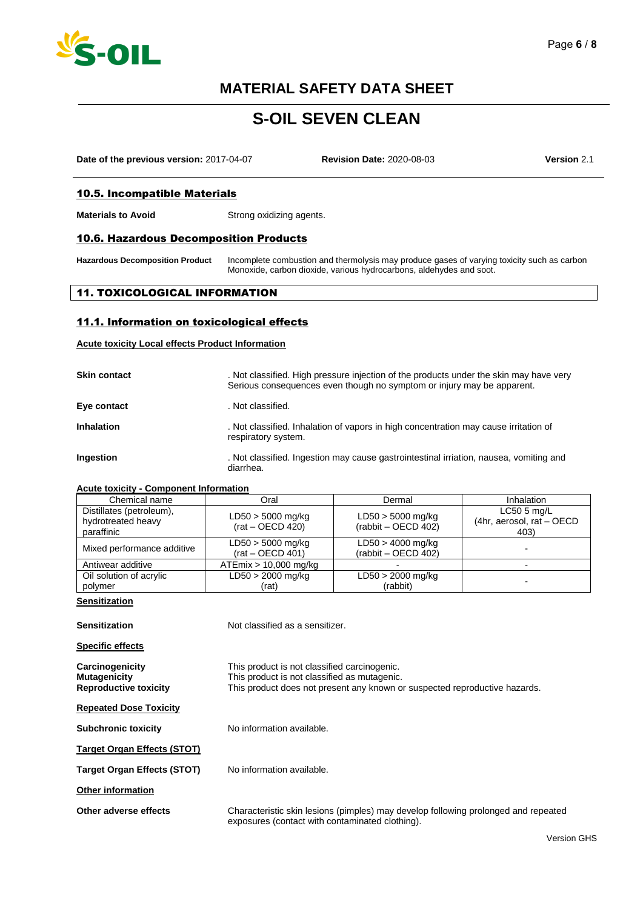**Date of the previous version:** 2017-04-07 **Revision Date:** 2020-08-03 **Version** 2.1

### 10.5. Incompatible Materials

**Materials to Avoid** Strong oxidizing agents.

### 10.6. Hazardous Decomposition Products

**Hazardous Decomposition Product** Incomplete combustion and thermolysis may produce gases of varying toxicity such as carbon Monoxide, carbon dioxide, various hydrocarbons, aldehydes and soot.

## 11. TOXICOLOGICAL INFORMATION

### 11.1. Information on toxicological effects

**Acute toxicity Local effects Product Information**

**Skin contact** . Not classified. High pressure injection of the products under the skin may have very Serious consequences even though no symptom or injury may be apparent.

**Eye contact** . Not classified.

**Inhalation** . Not classified. Inhalation of vapors in high concentration may cause irritation of respiratory system.

**Ingestion** . Not classified. Ingestion may cause gastrointestinal irriation, nausea, vomiting and diarrhea.

**Acute toxicity - Component Information**

| Chemical name | Oral | Dermal | Inhalation |
|---|---|---|---|
| Distillates (petroleum), hydrotreated heavy paraffinic | LD50 > 5000 mg/kg (rat – OECD 420) | LD50 > 5000 mg/kg (rabbit – OECD 402) | LC50 5 mg/L (4hr, aerosol, rat – OECD 403) |
| Mixed performance additive | LD50 > 5000 mg/kg (rat – OECD 401) | LD50 > 4000 mg/kg (rabbit – OECD 402) | - |
| Antiwear additive | ATEmix > 10,000 mg/kg | - | - |
| Oil solution of acrylic polymer | LD50 > 2000 mg/kg (rat) | LD50 > 2000 mg/kg (rabbit) | - |

**Sensitization**

**Sensitization** Not classified as a sensitizer.

**Specific effects**

**Carcinogenicity** This product is not classified carcinogenic.
**Mutagenicity** This product is not classified as mutagenic.
**Reproductive toxicity** This product does not present any known or suspected reproductive hazards.

**Repeated Dose Toxicity**

**Subchronic toxicity** No information available.

**Target Organ Effects (STOT)**

**Target Organ Effects (STOT)** No information available.

**Other information**

**Other adverse effects** Characteristic skin lesions (pimples) may develop following prolonged and repeated exposures (contact with contaminated clothing).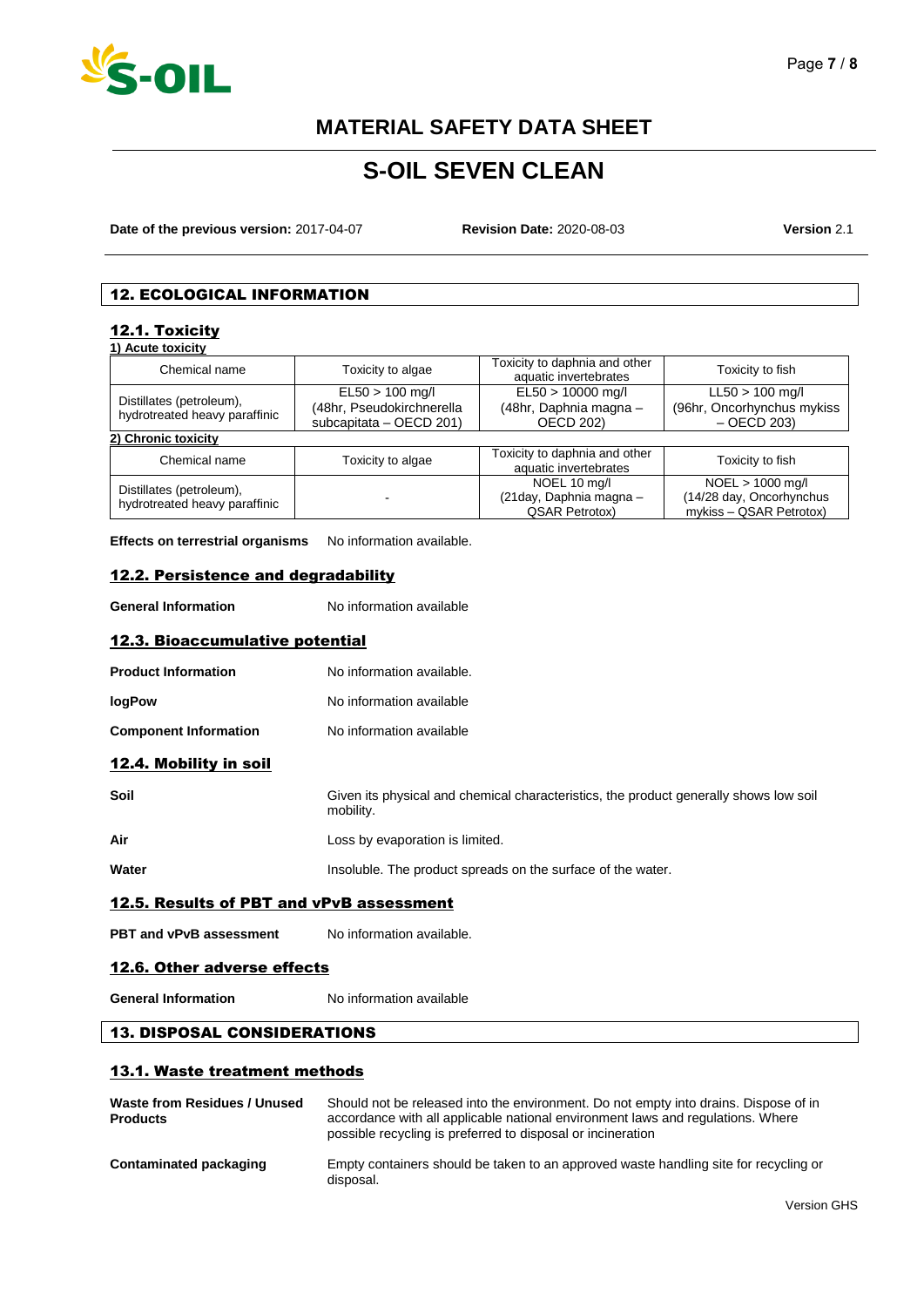# MATERIAL SAFETY DATA SHEET

# S-OIL SEVEN CLEAN

**Date of the previous version:** 2017-04-07 **Revision Date:** 2020-08-03 **Version** 2.1

## 12. ECOLOGICAL INFORMATION

### 12.1. Toxicity

**1) Acute toxicity**

| Chemical name | Toxicity to algae | Toxicity to daphnia and other aquatic invertebrates | Toxicity to fish |
|---|---|---|---|
| Distillates (petroleum), hydrotreated heavy paraffinic | EL50 > 100 mg/l (48hr, Pseudokirchnerella subcapitata – OECD 201) | EL50 > 10000 mg/l (48hr, Daphnia magna – OECD 202) | LL50 > 100 mg/l (96hr, Oncorhynchus mykiss – OECD 203) |

**2) Chronic toxicity**

| Chemical name | Toxicity to algae | Toxicity to daphnia and other aquatic invertebrates | Toxicity to fish |
|---|---|---|---|
| Distillates (petroleum), hydrotreated heavy paraffinic | - | NOEL 10 mg/l (21day, Daphnia magna – QSAR Petrotox) | NOEL > 1000 mg/l (14/28 day, Oncorhynchus mykiss – QSAR Petrotox) |

**Effects on terrestrial organisms** No information available.

### 12.2. Persistence and degradability

**General Information** No information available

### 12.3. Bioaccumulative potential

**Product Information** No information available.

**logPow** No information available

**Component Information** No information available

### 12.4. Mobility in soil

**Soil** Given its physical and chemical characteristics, the product generally shows low soil mobility.

**Air** Loss by evaporation is limited.

**Water** Insoluble. The product spreads on the surface of the water.

### 12.5. Results of PBT and vPvB assessment

**PBT and vPvB assessment** No information available.

### 12.6. Other adverse effects

**General Information** No information available

## 13. DISPOSAL CONSIDERATIONS

### 13.1. Waste treatment methods

**Waste from Residues / Unused Products** Should not be released into the environment. Do not empty into drains. Dispose of in accordance with all applicable national environment laws and regulations. Where possible recycling is preferred to disposal or incineration

**Contaminated packaging** Empty containers should be taken to an approved waste handling site for recycling or disposal.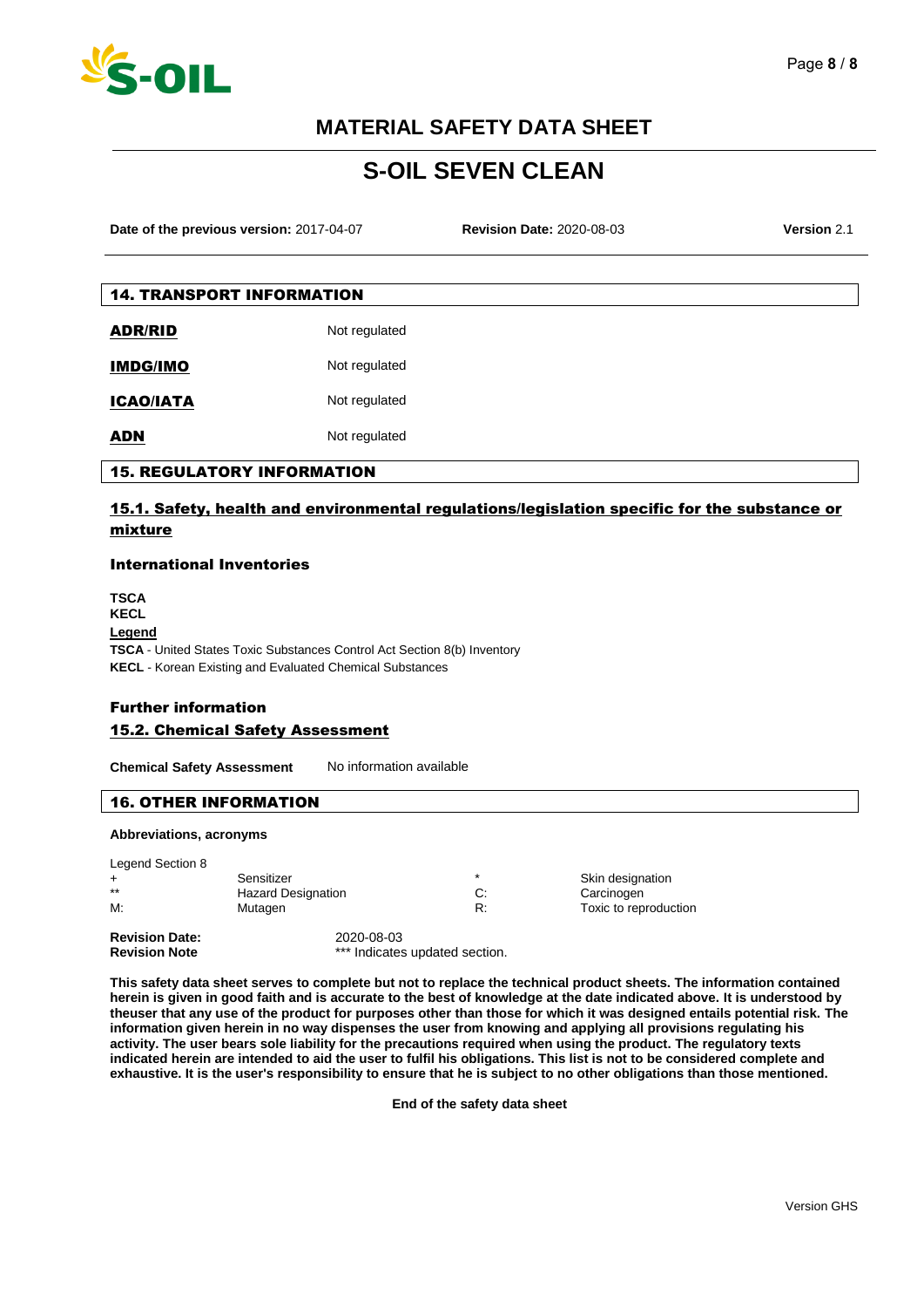# MATERIAL SAFETY DATA SHEET

# S-OIL SEVEN CLEAN

**Date of the previous version:** 2017-04-07 **Revision Date:** 2020-08-03 **Version** 2.1

## 14. TRANSPORT INFORMATION

| | |
|---|---|
| **ADR/RID** | Not regulated |
| **IMDG/IMO** | Not regulated |
| **ICAO/IATA** | Not regulated |
| **ADN** | Not regulated |

## 15. REGULATORY INFORMATION

### 15.1. Safety, health and environmental regulations/legislation specific for the substance or mixture

**International Inventories**

**TSCA**
**KECL**
**Legend**
**TSCA** - United States Toxic Substances Control Act Section 8(b) Inventory
**KECL** - Korean Existing and Evaluated Chemical Substances

**Further information**

### 15.2. Chemical Safety Assessment

**Chemical Safety Assessment** No information available

## 16. OTHER INFORMATION

**Abbreviations, acronyms**

Legend Section 8

| | | | |
|---|---|---|---|
| + | Sensitizer | * | Skin designation |
| ** | Hazard Designation | C: | Carcinogen |
| M: | Mutagen | R: | Toxic to reproduction |

**Revision Date:** 2020-08-03
**Revision Note** *** Indicates updated section.

**This safety data sheet serves to complete but not to replace the technical product sheets. The information contained herein is given in good faith and is accurate to the best of knowledge at the date indicated above. It is understood by theuser that any use of the product for purposes other than those for which it was designed entails potential risk. The information given herein in no way dispenses the user from knowing and applying all provisions regulating his activity. The user bears sole liability for the precautions required when using the product. The regulatory texts indicated herein are intended to aid the user to fulfil his obligations. This list is not to be considered complete and exhaustive. It is the user's responsibility to ensure that he is subject to no other obligations than those mentioned.**

**End of the safety data sheet**